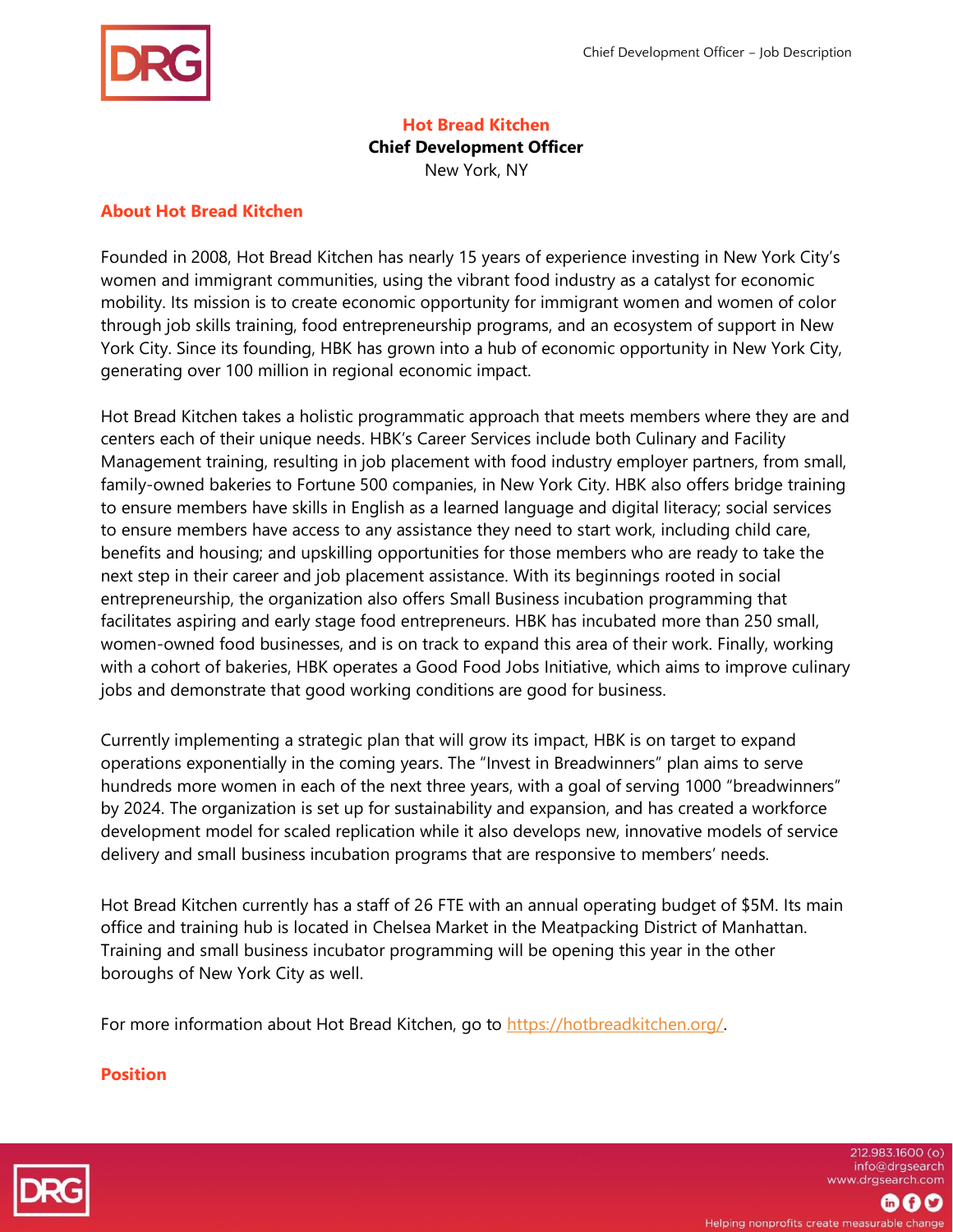# Hot Bread Kitchen

**Chief Development Officer**

New York, NY

## About Hot Bread Kitchen

Founded in 2008, Hot Bread Kitchen has nearly 15 years of experience investing in New York City's women and immigrant communities, using the vibrant food industry as a catalyst for economic mobility. Its mission is to create economic opportunity for immigrant women and women of color through job skills training, food entrepreneurship programs, and an ecosystem of support in New York City. Since its founding, HBK has grown into a hub of economic opportunity in New York City, generating over 100 million in regional economic impact.

Hot Bread Kitchen takes a holistic programmatic approach that meets members where they are and centers each of their unique needs. HBK's Career Services include both Culinary and Facility Management training, resulting in job placement with food industry employer partners, from small, family-owned bakeries to Fortune 500 companies, in New York City. HBK also offers bridge training to ensure members have skills in English as a learned language and digital literacy; social services to ensure members have access to any assistance they need to start work, including child care, benefits and housing; and upskilling opportunities for those members who are ready to take the next step in their career and job placement assistance. With its beginnings rooted in social entrepreneurship, the organization also offers Small Business incubation programming that facilitates aspiring and early stage food entrepreneurs. HBK has incubated more than 250 small, women-owned food businesses, and is on track to expand this area of their work. Finally, working with a cohort of bakeries, HBK operates a Good Food Jobs Initiative, which aims to improve culinary jobs and demonstrate that good working conditions are good for business.

Currently implementing a strategic plan that will grow its impact, HBK is on target to expand operations exponentially in the coming years. The "Invest in Breadwinners" plan aims to serve hundreds more women in each of the next three years, with a goal of serving 1000 "breadwinners" by 2024. The organization is set up for sustainability and expansion, and has created a workforce development model for scaled replication while it also develops new, innovative models of service delivery and small business incubation programs that are responsive to members' needs.

Hot Bread Kitchen currently has a staff of 26 FTE with an annual operating budget of $5M. Its main office and training hub is located in Chelsea Market in the Meatpacking District of Manhattan. Training and small business incubator programming will be opening this year in the other boroughs of New York City as well.

For more information about Hot Bread Kitchen, go to [https://hotbreadkitchen.org/](https://hotbreadkitchen.org/).

## Position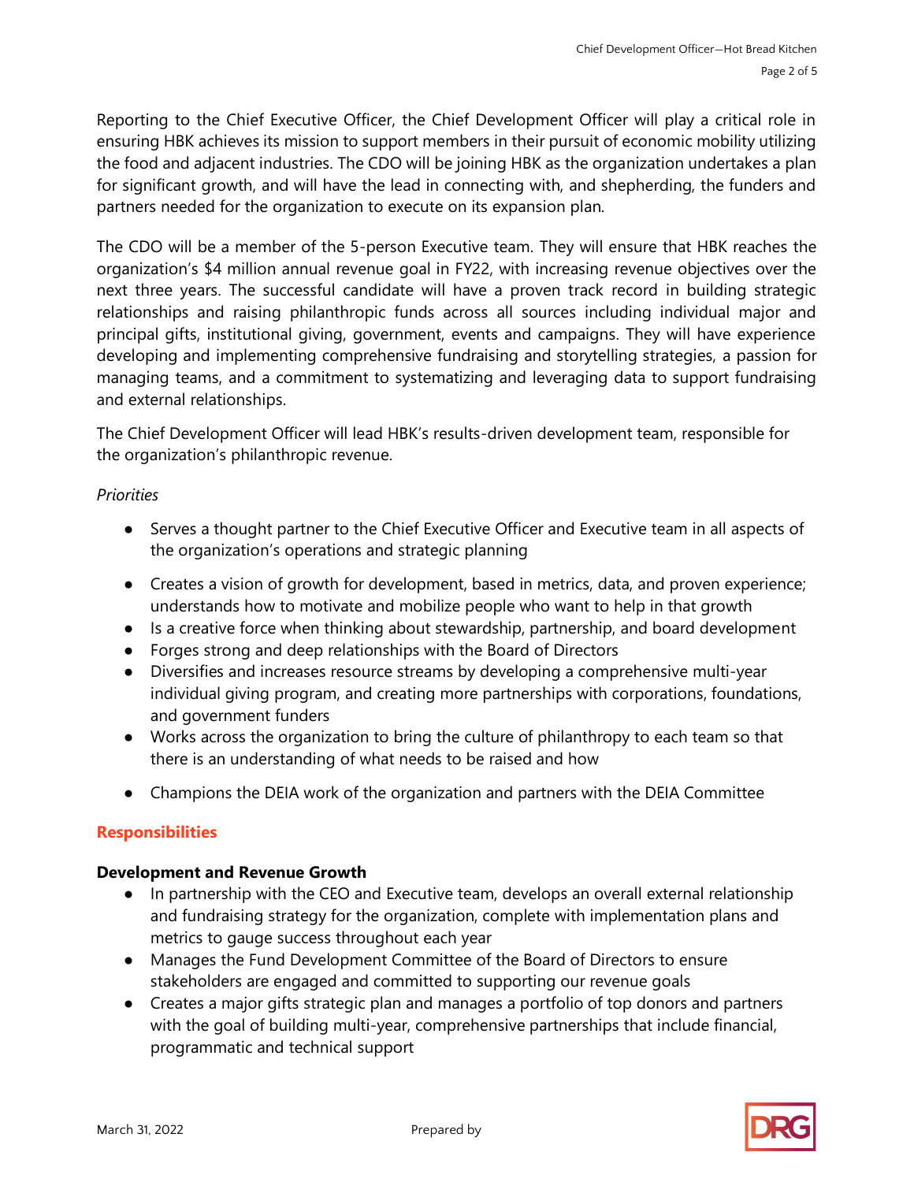Reporting to the Chief Executive Officer, the Chief Development Officer will play a critical role in ensuring HBK achieves its mission to support members in their pursuit of economic mobility utilizing the food and adjacent industries. The CDO will be joining HBK as the organization undertakes a plan for significant growth, and will have the lead in connecting with, and shepherding, the funders and partners needed for the organization to execute on its expansion plan.

The CDO will be a member of the 5-person Executive team. They will ensure that HBK reaches the organization's $4 million annual revenue goal in FY22, with increasing revenue objectives over the next three years. The successful candidate will have a proven track record in building strategic relationships and raising philanthropic funds across all sources including individual major and principal gifts, institutional giving, government, events and campaigns. They will have experience developing and implementing comprehensive fundraising and storytelling strategies, a passion for managing teams, and a commitment to systematizing and leveraging data to support fundraising and external relationships.

The Chief Development Officer will lead HBK's results-driven development team, responsible for the organization's philanthropic revenue.

*Priorities*

- Serves a thought partner to the Chief Executive Officer and Executive team in all aspects of the organization's operations and strategic planning
- Creates a vision of growth for development, based in metrics, data, and proven experience; understands how to motivate and mobilize people who want to help in that growth
- Is a creative force when thinking about stewardship, partnership, and board development
- Forges strong and deep relationships with the Board of Directors
- Diversifies and increases resource streams by developing a comprehensive multi-year individual giving program, and creating more partnerships with corporations, foundations, and government funders
- Works across the organization to bring the culture of philanthropy to each team so that there is an understanding of what needs to be raised and how
- Champions the DEIA work of the organization and partners with the DEIA Committee

## Responsibilities

### Development and Revenue Growth

- In partnership with the CEO and Executive team, develops an overall external relationship and fundraising strategy for the organization, complete with implementation plans and metrics to gauge success throughout each year
- Manages the Fund Development Committee of the Board of Directors to ensure stakeholders are engaged and committed to supporting our revenue goals
- Creates a major gifts strategic plan and manages a portfolio of top donors and partners with the goal of building multi-year, comprehensive partnerships that include financial, programmatic and technical support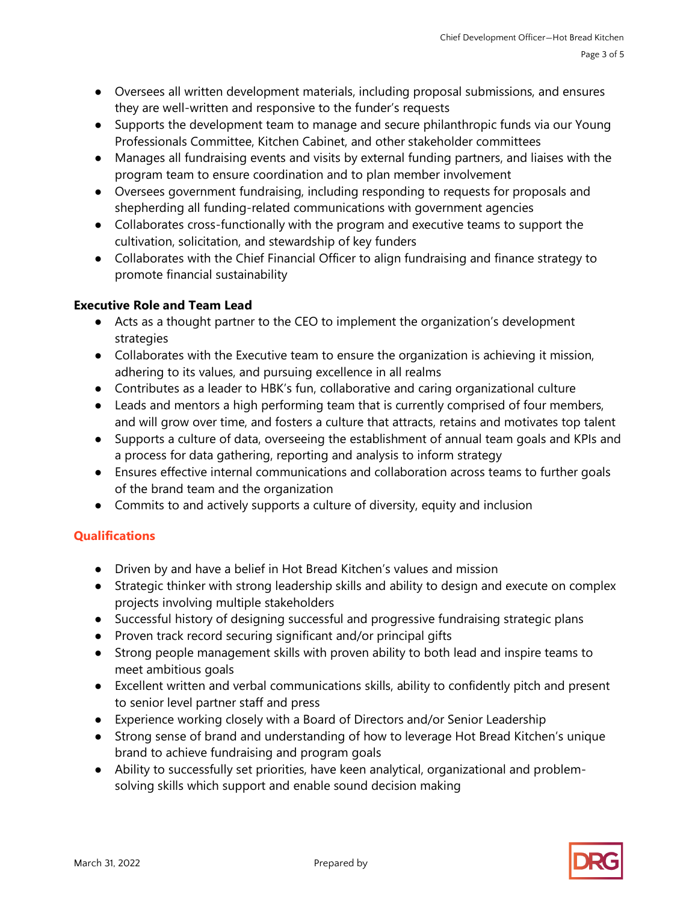- Oversees all written development materials, including proposal submissions, and ensures they are well-written and responsive to the funder's requests
- Supports the development team to manage and secure philanthropic funds via our Young Professionals Committee, Kitchen Cabinet, and other stakeholder committees
- Manages all fundraising events and visits by external funding partners, and liaises with the program team to ensure coordination and to plan member involvement
- Oversees government fundraising, including responding to requests for proposals and shepherding all funding-related communications with government agencies
- Collaborates cross-functionally with the program and executive teams to support the cultivation, solicitation, and stewardship of key funders
- Collaborates with the Chief Financial Officer to align fundraising and finance strategy to promote financial sustainability

**Executive Role and Team Lead**

- Acts as a thought partner to the CEO to implement the organization's development strategies
- Collaborates with the Executive team to ensure the organization is achieving it mission, adhering to its values, and pursuing excellence in all realms
- Contributes as a leader to HBK's fun, collaborative and caring organizational culture
- Leads and mentors a high performing team that is currently comprised of four members, and will grow over time, and fosters a culture that attracts, retains and motivates top talent
- Supports a culture of data, overseeing the establishment of annual team goals and KPIs and a process for data gathering, reporting and analysis to inform strategy
- Ensures effective internal communications and collaboration across teams to further goals of the brand team and the organization
- Commits to and actively supports a culture of diversity, equity and inclusion

## Qualifications

- Driven by and have a belief in Hot Bread Kitchen's values and mission
- Strategic thinker with strong leadership skills and ability to design and execute on complex projects involving multiple stakeholders
- Successful history of designing successful and progressive fundraising strategic plans
- Proven track record securing significant and/or principal gifts
- Strong people management skills with proven ability to both lead and inspire teams to meet ambitious goals
- Excellent written and verbal communications skills, ability to confidently pitch and present to senior level partner staff and press
- Experience working closely with a Board of Directors and/or Senior Leadership
- Strong sense of brand and understanding of how to leverage Hot Bread Kitchen's unique brand to achieve fundraising and program goals
- Ability to successfully set priorities, have keen analytical, organizational and problem-solving skills which support and enable sound decision making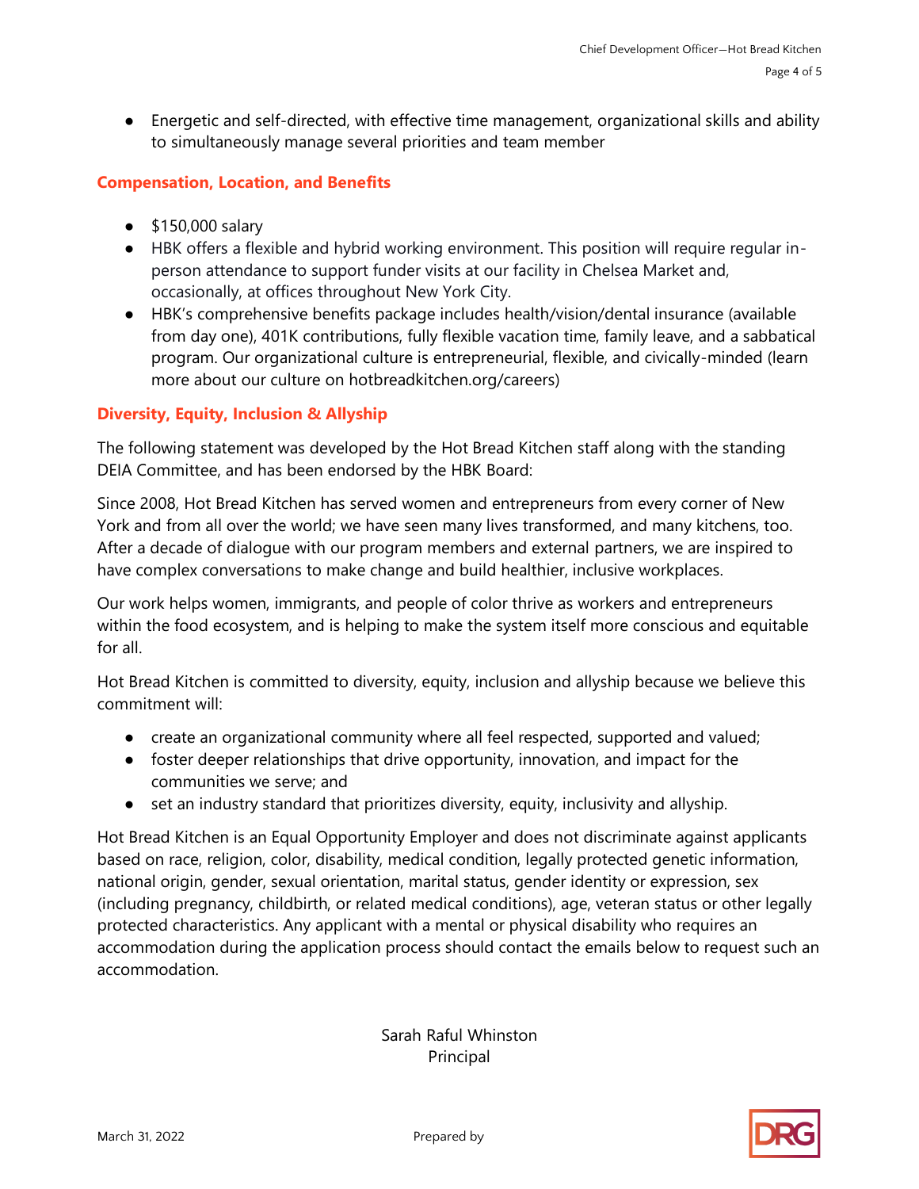- Energetic and self-directed, with effective time management, organizational skills and ability to simultaneously manage several priorities and team member

## Compensation, Location, and Benefits

- $150,000 salary
- HBK offers a flexible and hybrid working environment. This position will require regular in-person attendance to support funder visits at our facility in Chelsea Market and, occasionally, at offices throughout New York City.
- HBK's comprehensive benefits package includes health/vision/dental insurance (available from day one), 401K contributions, fully flexible vacation time, family leave, and a sabbatical program. Our organizational culture is entrepreneurial, flexible, and civically-minded (learn more about our culture on hotbreadkitchen.org/careers)

## Diversity, Equity, Inclusion & Allyship

The following statement was developed by the Hot Bread Kitchen staff along with the standing DEIA Committee, and has been endorsed by the HBK Board:

Since 2008, Hot Bread Kitchen has served women and entrepreneurs from every corner of New York and from all over the world; we have seen many lives transformed, and many kitchens, too. After a decade of dialogue with our program members and external partners, we are inspired to have complex conversations to make change and build healthier, inclusive workplaces.

Our work helps women, immigrants, and people of color thrive as workers and entrepreneurs within the food ecosystem, and is helping to make the system itself more conscious and equitable for all.

Hot Bread Kitchen is committed to diversity, equity, inclusion and allyship because we believe this commitment will:

- create an organizational community where all feel respected, supported and valued;
- foster deeper relationships that drive opportunity, innovation, and impact for the communities we serve; and
- set an industry standard that prioritizes diversity, equity, inclusivity and allyship.

Hot Bread Kitchen is an Equal Opportunity Employer and does not discriminate against applicants based on race, religion, color, disability, medical condition, legally protected genetic information, national origin, gender, sexual orientation, marital status, gender identity or expression, sex (including pregnancy, childbirth, or related medical conditions), age, veteran status or other legally protected characteristics. Any applicant with a mental or physical disability who requires an accommodation during the application process should contact the emails below to request such an accommodation.

Sarah Raful Whinston
Principal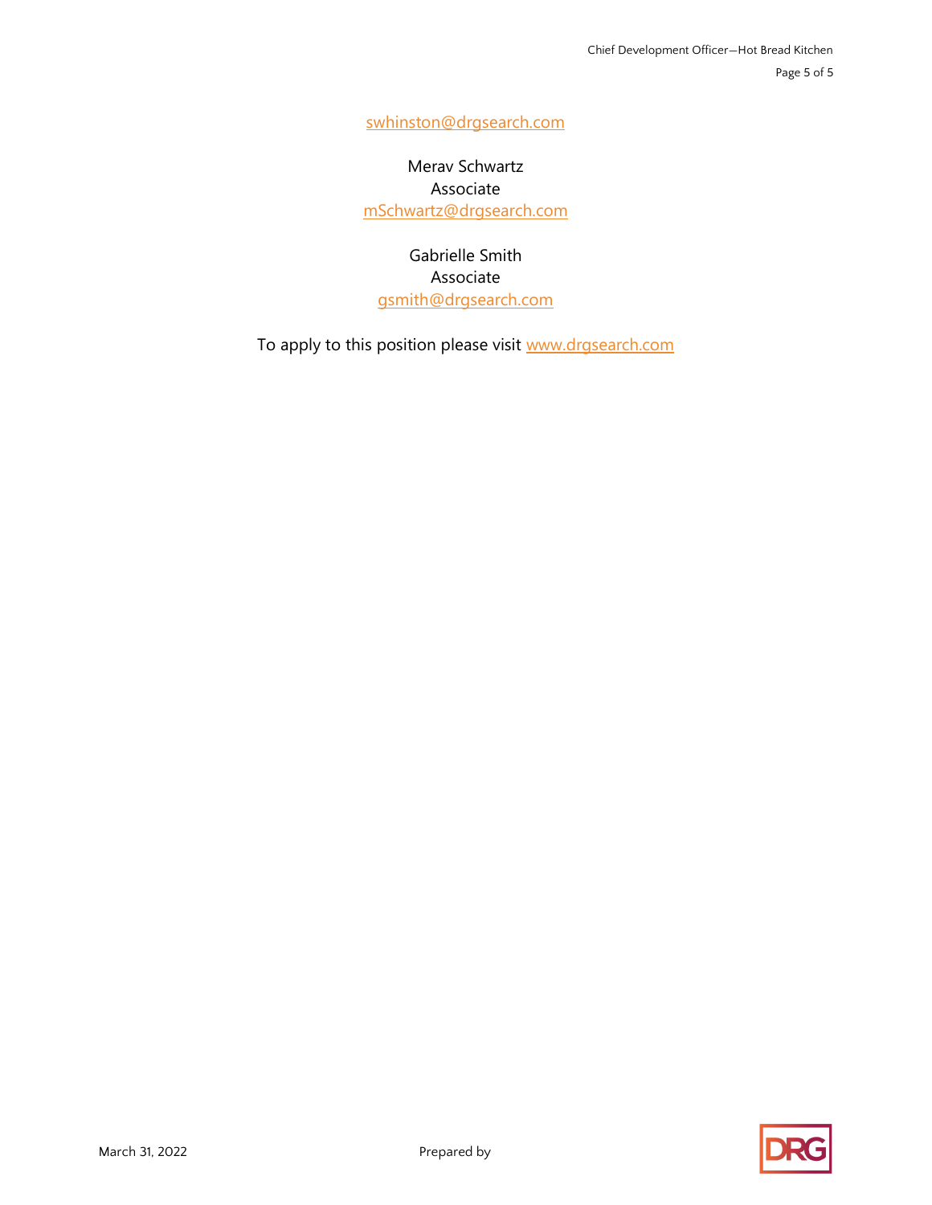swhinston@drgsearch.com

Merav Schwartz
Associate
mSchwartz@drgsearch.com

Gabrielle Smith
Associate
gsmith@drgsearch.com

To apply to this position please visit www.drgsearch.com